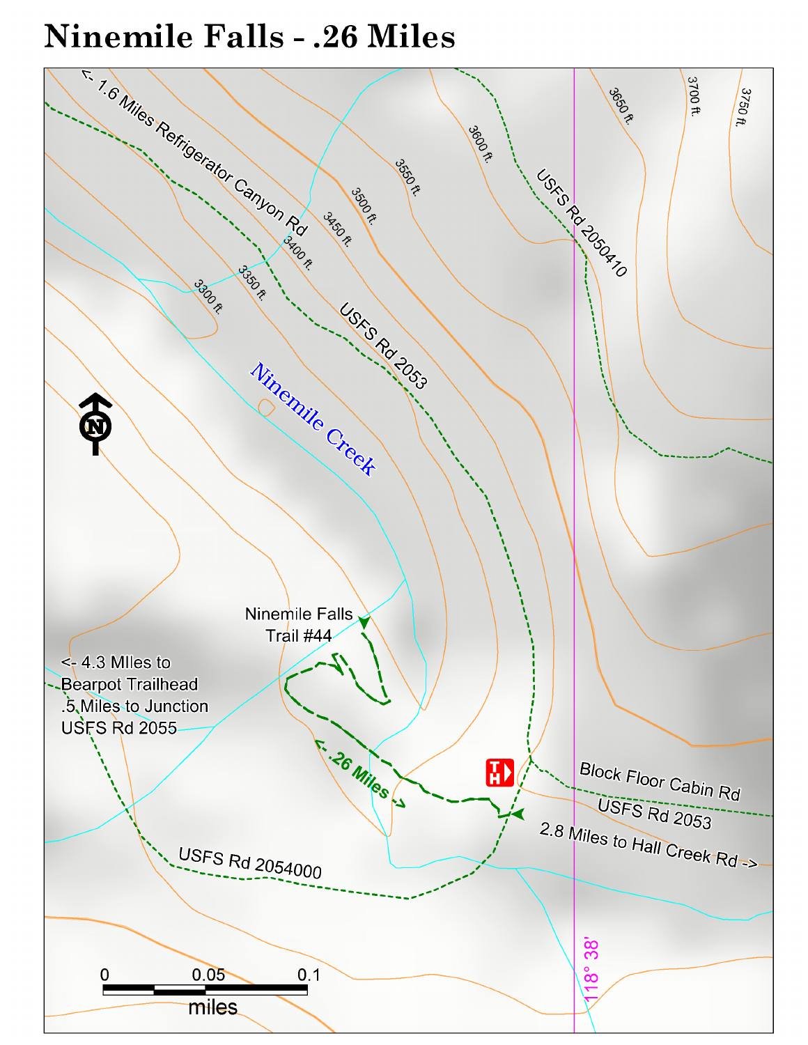# Ninemile Falls - .26 Miles

<- 1.6 Miles Refrigerator Canyon Rd

USFS Rd 2050410

USFS Rd 2053

Ninemile Creek

3300 ft.

3350 ft.

3400 ft.

3450 ft.

3500 ft.

3550 ft.

3600 ft.

3650 ft.

3700 ft.

3750 ft.

N

Ninemile Falls Trail #44

<- 4.3 MIles to Bearpot Trailhead
.5 Miles to Junction USFS Rd 2055

<- .26 Miles ->

TH

Block Floor Cabin Rd

USFS Rd 2053

2.8 Miles to Hall Creek Rd ->

USFS Rd 2054000

118° 38'

0 0.05 0.1

miles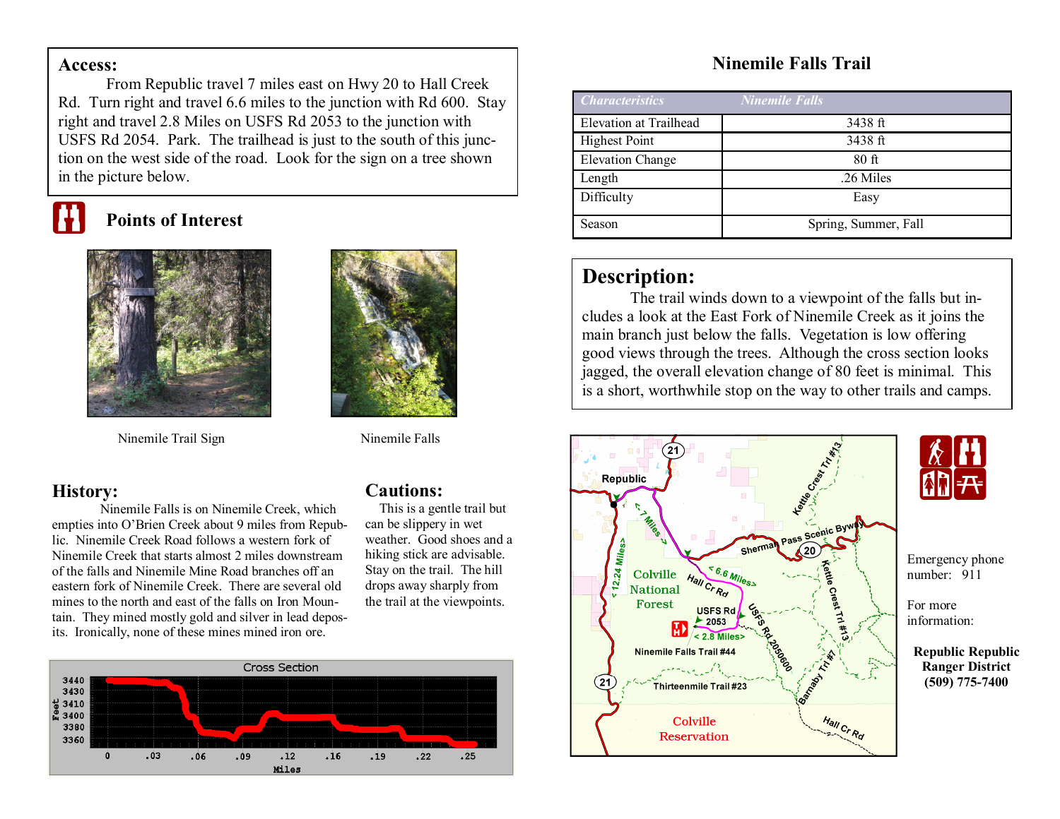## Access:

From Republic travel 7 miles east on Hwy 20 to Hall Creek Rd. Turn right and travel 6.6 miles to the junction with Rd 600. Stay right and travel 2.8 Miles on USFS Rd 2053 to the junction with USFS Rd 2054. Park. The trailhead is just to the south of this junction on the west side of the road. Look for the sign on a tree shown in the picture below.

## Points of Interest

Ninemile Trail Sign

Ninemile Falls

## History:

Ninemile Falls is on Ninemile Creek, which empties into O'Brien Creek about 9 miles from Republic. Ninemile Creek Road follows a western fork of Ninemile Creek that starts almost 2 miles downstream of the falls and Ninemile Mine Road branches off an eastern fork of Ninemile Creek. There are several old mines to the north and east of the falls on Iron Mountain. They mined mostly gold and silver in lead deposits. Ironically, none of these mines mined iron ore.

## Cautions:

This is a gentle trail but can be slippery in wet weather. Good shoes and a hiking stick are advisable. Stay on the trail. The hill drops away sharply from the trail at the viewpoints.

Cross Section

Feet: 3440, 3430, 3410, 3400, 3380, 3360

Miles: 0, .03, .06, .09, .12, .16, .19, .22, .25

# Ninemile Falls Trail

| Characteristics | Ninemile Falls |
|---|---|
| Elevation at Trailhead | 3438 ft |
| Highest Point | 3438 ft |
| Elevation Change | 80 ft |
| Length | .26 Miles |
| Difficulty | Easy |
| Season | Spring, Summer, Fall |

## Description:

The trail winds down to a viewpoint of the falls but includes a look at the East Fork of Ninemile Creek as it joins the main branch just below the falls. Vegetation is low offering good views through the trees. Although the cross section looks jagged, the overall elevation change of 80 feet is minimal. This is a short, worthwhile stop on the way to other trails and camps.

21, Republic, < 7 Miles >, < 12.24 Miles >, Colville National Forest, Kettle Crest Trl #13, Sherman Pass Scenic Byway, 20, < 6.6 Miles >, Hall Cr Rd, USFS Rd 2053, < 2.8 Miles >, USFS Rd 2050600, Kettle Crest Trl #13, Barnaby Trl #7, Ninemile Falls Trail #44, 21, Thirteenmile Trail #23, Colville Reservation, Hall Cr Rd

Emergency phone number: 911

For more information:

**Republic Republic Ranger District**
**(509) 775-7400**